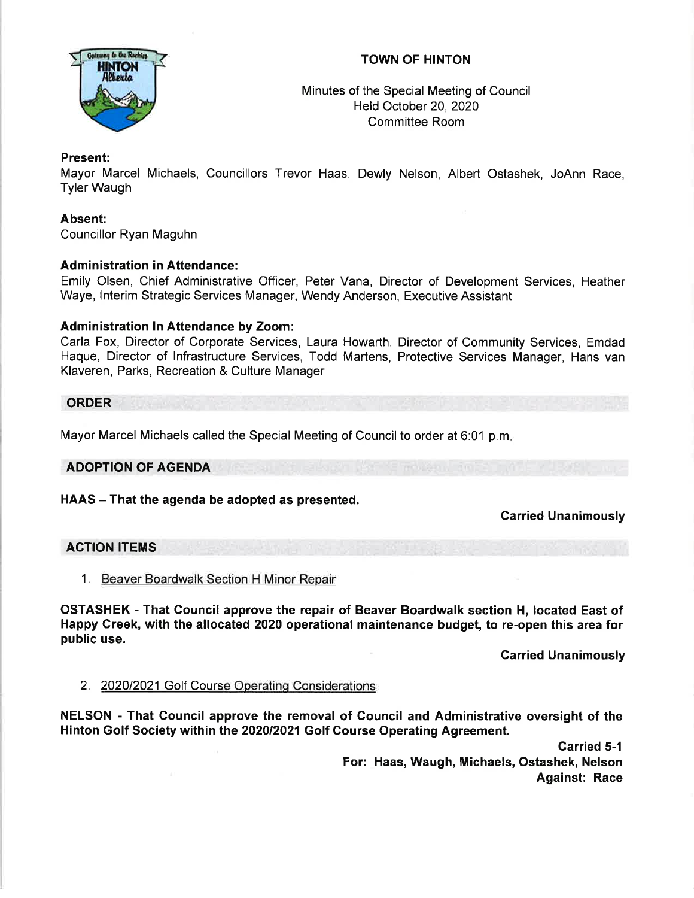# TOWN OF HINTON

Minutes of the Special Meeting of Council
Held October 20, 2020
Committee Room

**Present:**
Mayor Marcel Michaels, Councillors Trevor Haas, Dewly Nelson, Albert Ostashek, JoAnn Race, Tyler Waugh

**Absent:**
Councillor Ryan Maguhn

**Administration in Attendance:**
Emily Olsen, Chief Administrative Officer, Peter Vana, Director of Development Services, Heather Waye, Interim Strategic Services Manager, Wendy Anderson, Executive Assistant

**Administration In Attendance by Zoom:**
Carla Fox, Director of Corporate Services, Laura Howarth, Director of Community Services, Emdad Haque, Director of Infrastructure Services, Todd Martens, Protective Services Manager, Hans van Klaveren, Parks, Recreation & Culture Manager

## ORDER

Mayor Marcel Michaels called the Special Meeting of Council to order at 6:01 p.m.

## ADOPTION OF AGENDA

**HAAS – That the agenda be adopted as presented.**

**Carried Unanimously**

## ACTION ITEMS

1. Beaver Boardwalk Section H Minor Repair

**OSTASHEK - That Council approve the repair of Beaver Boardwalk section H, located East of Happy Creek, with the allocated 2020 operational maintenance budget, to re-open this area for public use.**

**Carried Unanimously**

2. 2020/2021 Golf Course Operating Considerations

**NELSON - That Council approve the removal of Council and Administrative oversight of the Hinton Golf Society within the 2020/2021 Golf Course Operating Agreement.**

**Carried 5-1**
**For: Haas, Waugh, Michaels, Ostashek, Nelson**
**Against: Race**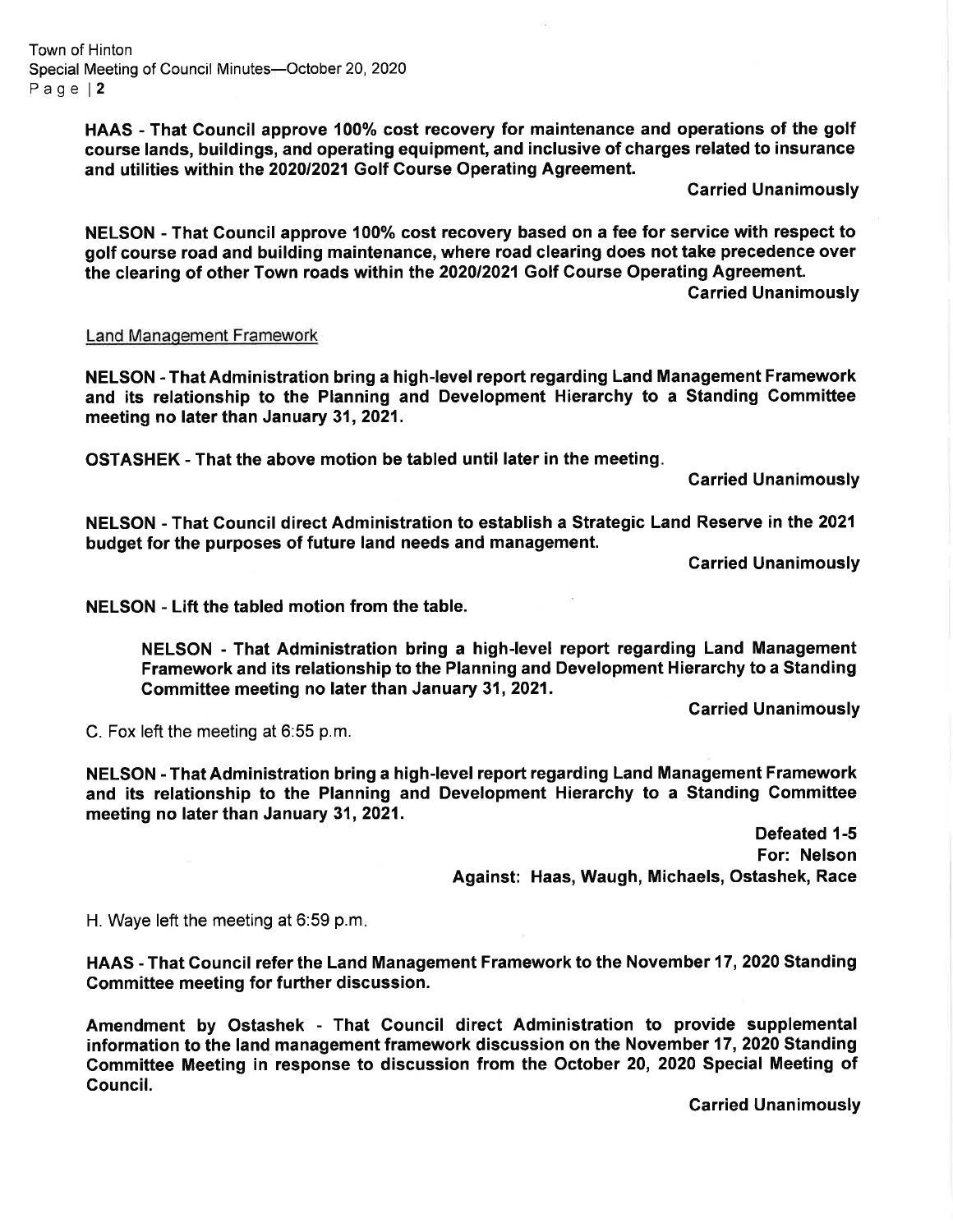**HAAS - That Council approve 100% cost recovery for maintenance and operations of the golf course lands, buildings, and operating equipment, and inclusive of charges related to insurance and utilities within the 2020/2021 Golf Course Operating Agreement.**

**Carried Unanimously**

**NELSON - That Council approve 100% cost recovery based on a fee for service with respect to golf course road and building maintenance, where road clearing does not take precedence over the clearing of other Town roads within the 2020/2021 Golf Course Operating Agreement.**

**Carried Unanimously**

Land Management Framework

**NELSON - That Administration bring a high-level report regarding Land Management Framework and its relationship to the Planning and Development Hierarchy to a Standing Committee meeting no later than January 31, 2021.**

**OSTASHEK - That the above motion be tabled until later in the meeting.**

**Carried Unanimously**

**NELSON - That Council direct Administration to establish a Strategic Land Reserve in the 2021 budget for the purposes of future land needs and management.**

**Carried Unanimously**

**NELSON - Lift the tabled motion from the table.**

> **NELSON - That Administration bring a high-level report regarding Land Management Framework and its relationship to the Planning and Development Hierarchy to a Standing Committee meeting no later than January 31, 2021.**

**Carried Unanimously**

C. Fox left the meeting at 6:55 p.m.

**NELSON - That Administration bring a high-level report regarding Land Management Framework and its relationship to the Planning and Development Hierarchy to a Standing Committee meeting no later than January 31, 2021.**

**Defeated 1-5**
**For: Nelson**
**Against: Haas, Waugh, Michaels, Ostashek, Race**

H. Waye left the meeting at 6:59 p.m.

**HAAS - That Council refer the Land Management Framework to the November 17, 2020 Standing Committee meeting for further discussion.**

**Amendment by Ostashek - That Council direct Administration to provide supplemental information to the land management framework discussion on the November 17, 2020 Standing Committee Meeting in response to discussion from the October 20, 2020 Special Meeting of Council.**

**Carried Unanimously**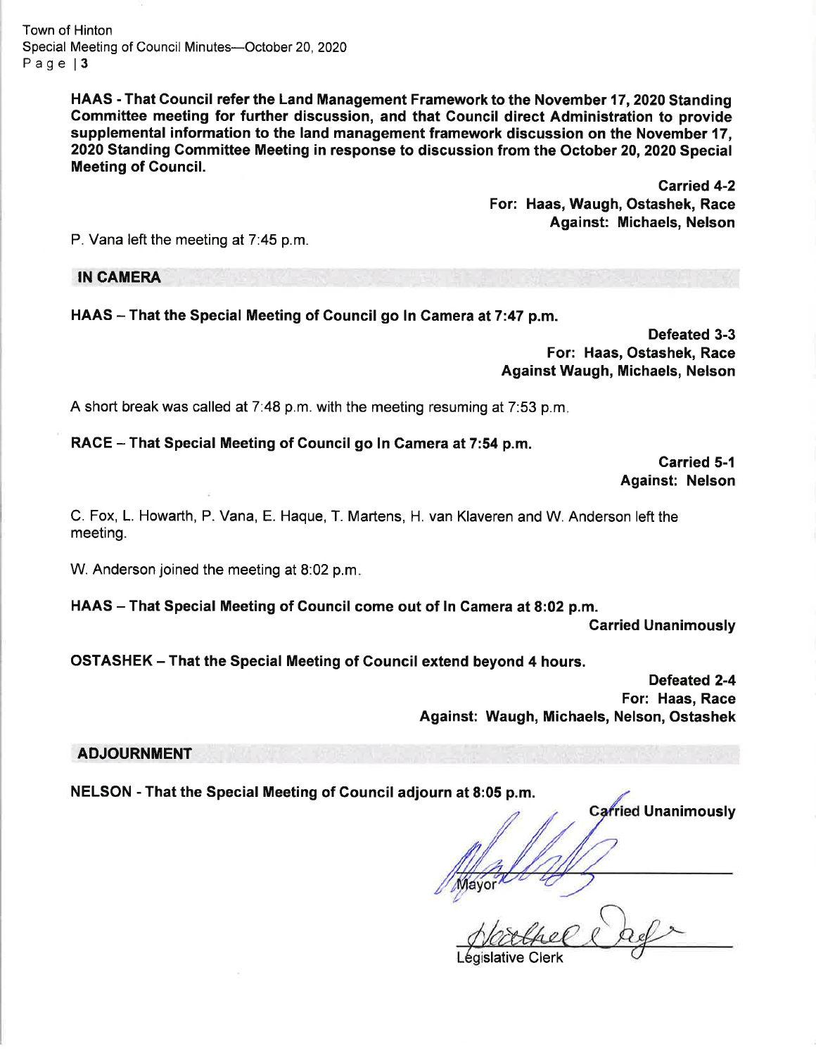**HAAS - That Council refer the Land Management Framework to the November 17, 2020 Standing Committee meeting for further discussion, and that Council direct Administration to provide supplemental information to the land management framework discussion on the November 17, 2020 Standing Committee Meeting in response to discussion from the October 20, 2020 Special Meeting of Council.**

**Carried 4-2**
**For: Haas, Waugh, Ostashek, Race**
**Against: Michaels, Nelson**

P. Vana left the meeting at 7:45 p.m.

## IN CAMERA

**HAAS – That the Special Meeting of Council go In Camera at 7:47 p.m.**

**Defeated 3-3**
**For: Haas, Ostashek, Race**
**Against Waugh, Michaels, Nelson**

A short break was called at 7:48 p.m. with the meeting resuming at 7:53 p.m.

**RACE – That Special Meeting of Council go In Camera at 7:54 p.m.**

**Carried 5-1**
**Against: Nelson**

C. Fox, L. Howarth, P. Vana, E. Haque, T. Martens, H. van Klaveren and W. Anderson left the meeting.

W. Anderson joined the meeting at 8:02 p.m.

**HAAS – That Special Meeting of Council come out of In Camera at 8:02 p.m.**

**Carried Unanimously**

**OSTASHEK – That the Special Meeting of Council extend beyond 4 hours.**

**Defeated 2-4**
**For: Haas, Race**
**Against: Waugh, Michaels, Nelson, Ostashek**

## ADJOURNMENT

**NELSON - That the Special Meeting of Council adjourn at 8:05 p.m.**

**Carried Unanimously**

Mayor

Legislative Clerk